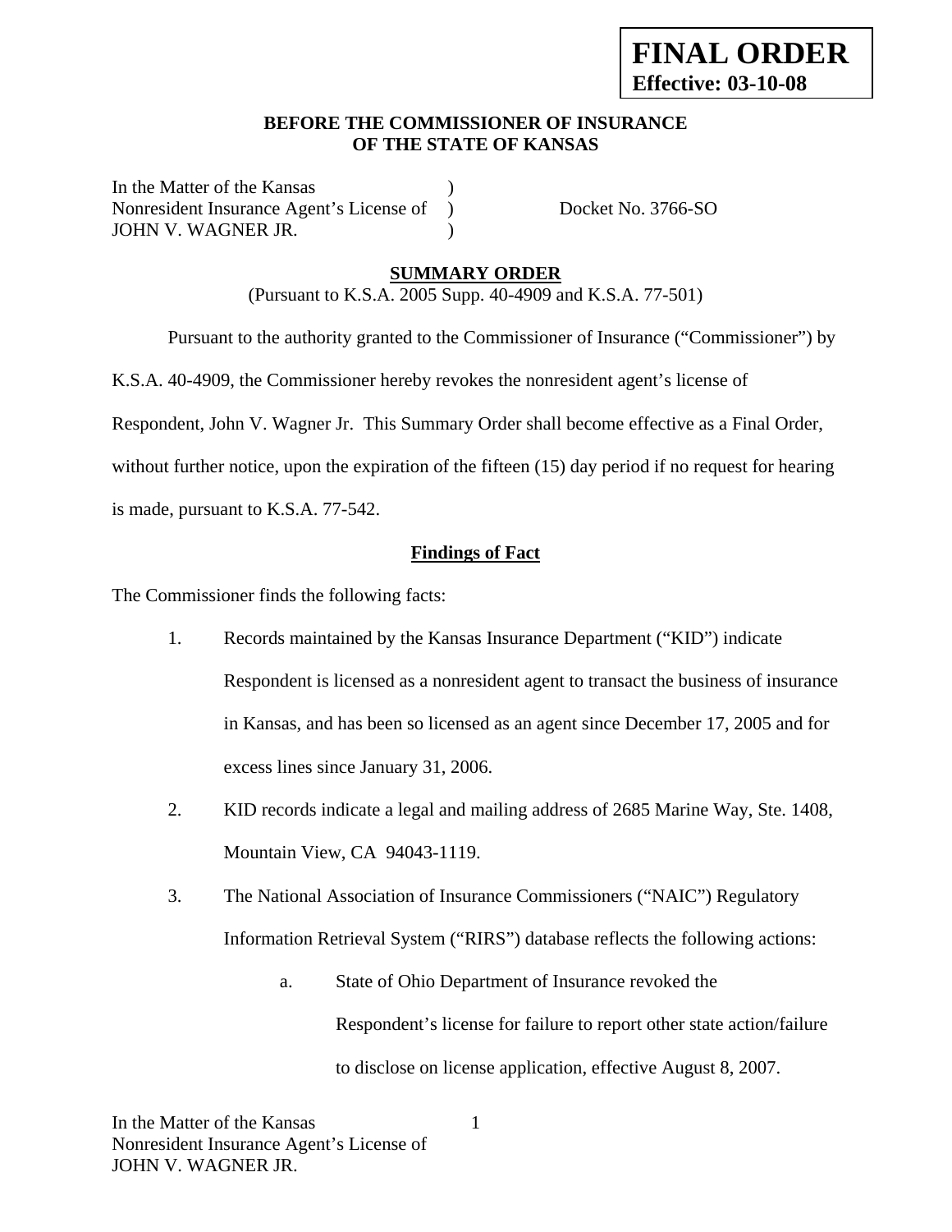**FINAL ORDER**
**Effective: 03-10-08**

**BEFORE THE COMMISSIONER OF INSURANCE**
**OF THE STATE OF KANSAS**

In the Matter of the Kansas )
Nonresident Insurance Agent's License of ) Docket No. 3766-SO
JOHN V. WAGNER JR. )

## SUMMARY ORDER

(Pursuant to K.S.A. 2005 Supp. 40-4909 and K.S.A. 77-501)

Pursuant to the authority granted to the Commissioner of Insurance ("Commissioner") by K.S.A. 40-4909, the Commissioner hereby revokes the nonresident agent's license of Respondent, John V. Wagner Jr. This Summary Order shall become effective as a Final Order, without further notice, upon the expiration of the fifteen (15) day period if no request for hearing is made, pursuant to K.S.A. 77-542.

### Findings of Fact

The Commissioner finds the following facts:

1. Records maintained by the Kansas Insurance Department ("KID") indicate Respondent is licensed as a nonresident agent to transact the business of insurance in Kansas, and has been so licensed as an agent since December 17, 2005 and for excess lines since January 31, 2006.

2. KID records indicate a legal and mailing address of 2685 Marine Way, Ste. 1408, Mountain View, CA 94043-1119.

3. The National Association of Insurance Commissioners ("NAIC") Regulatory Information Retrieval System ("RIRS") database reflects the following actions:

   a. State of Ohio Department of Insurance revoked the Respondent's license for failure to report other state action/failure to disclose on license application, effective August 8, 2007.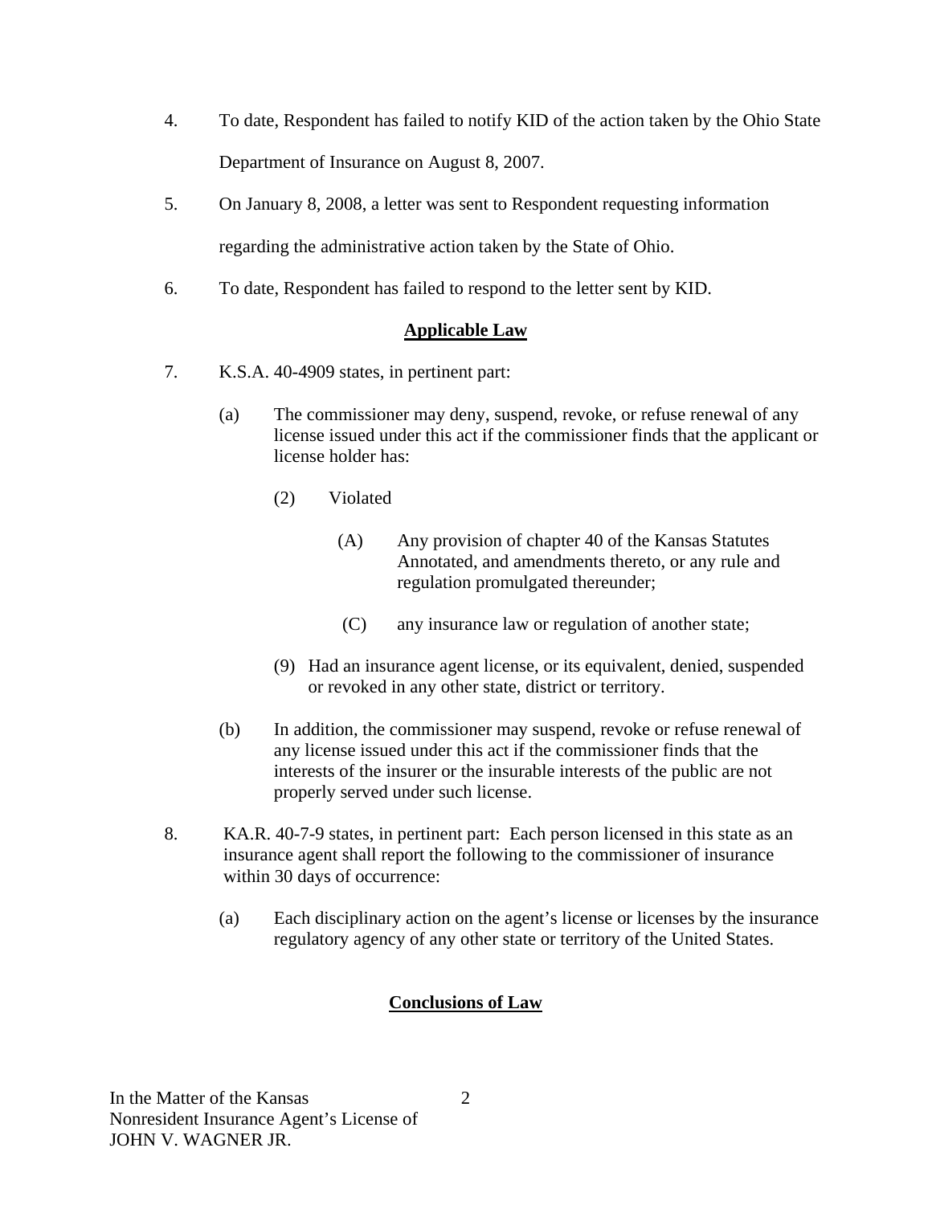4. To date, Respondent has failed to notify KID of the action taken by the Ohio State Department of Insurance on August 8, 2007.

5. On January 8, 2008, a letter was sent to Respondent requesting information regarding the administrative action taken by the State of Ohio.

6. To date, Respondent has failed to respond to the letter sent by KID.

## **Applicable Law**

7. K.S.A. 40-4909 states, in pertinent part:

   (a) The commissioner may deny, suspend, revoke, or refuse renewal of any license issued under this act if the commissioner finds that the applicant or license holder has:

      (2) Violated

         (A) Any provision of chapter 40 of the Kansas Statutes Annotated, and amendments thereto, or any rule and regulation promulgated thereunder;

         (C) any insurance law or regulation of another state;

      (9) Had an insurance agent license, or its equivalent, denied, suspended or revoked in any other state, district or territory.

   (b) In addition, the commissioner may suspend, revoke or refuse renewal of any license issued under this act if the commissioner finds that the interests of the insurer or the insurable interests of the public are not properly served under such license.

8. KA.R. 40-7-9 states, in pertinent part: Each person licensed in this state as an insurance agent shall report the following to the commissioner of insurance within 30 days of occurrence:

   (a) Each disciplinary action on the agent's license or licenses by the insurance regulatory agency of any other state or territory of the United States.

## **Conclusions of Law**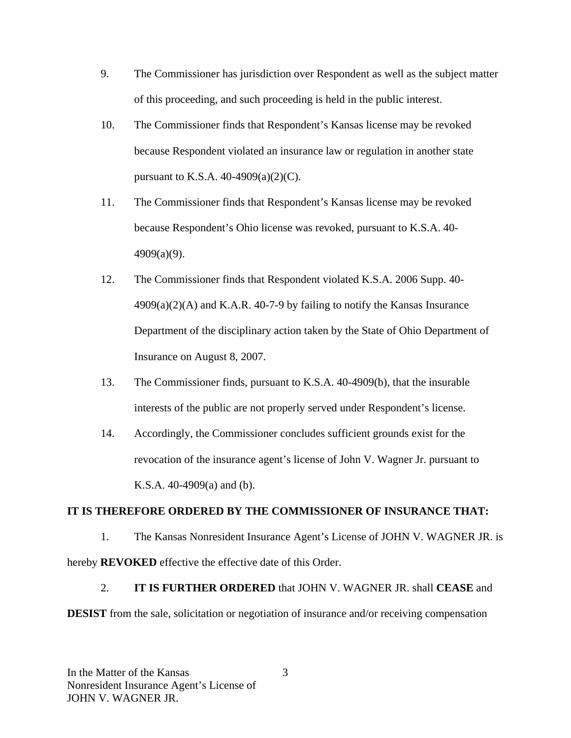9. The Commissioner has jurisdiction over Respondent as well as the subject matter of this proceeding, and such proceeding is held in the public interest.

10. The Commissioner finds that Respondent's Kansas license may be revoked because Respondent violated an insurance law or regulation in another state pursuant to K.S.A. 40-4909(a)(2)(C).

11. The Commissioner finds that Respondent's Kansas license may be revoked because Respondent's Ohio license was revoked, pursuant to K.S.A. 40-4909(a)(9).

12. The Commissioner finds that Respondent violated K.S.A. 2006 Supp. 40-4909(a)(2)(A) and K.A.R. 40-7-9 by failing to notify the Kansas Insurance Department of the disciplinary action taken by the State of Ohio Department of Insurance on August 8, 2007.

13. The Commissioner finds, pursuant to K.S.A. 40-4909(b), that the insurable interests of the public are not properly served under Respondent's license.

14. Accordingly, the Commissioner concludes sufficient grounds exist for the revocation of the insurance agent's license of John V. Wagner Jr. pursuant to K.S.A. 40-4909(a) and (b).

**IT IS THEREFORE ORDERED BY THE COMMISSIONER OF INSURANCE THAT:**

1. The Kansas Nonresident Insurance Agent's License of JOHN V. WAGNER JR. is hereby **REVOKED** effective the effective date of this Order.

2. **IT IS FURTHER ORDERED** that JOHN V. WAGNER JR. shall **CEASE** and **DESIST** from the sale, solicitation or negotiation of insurance and/or receiving compensation

In the Matter of the Kansas
Nonresident Insurance Agent's License of
JOHN V. WAGNER JR.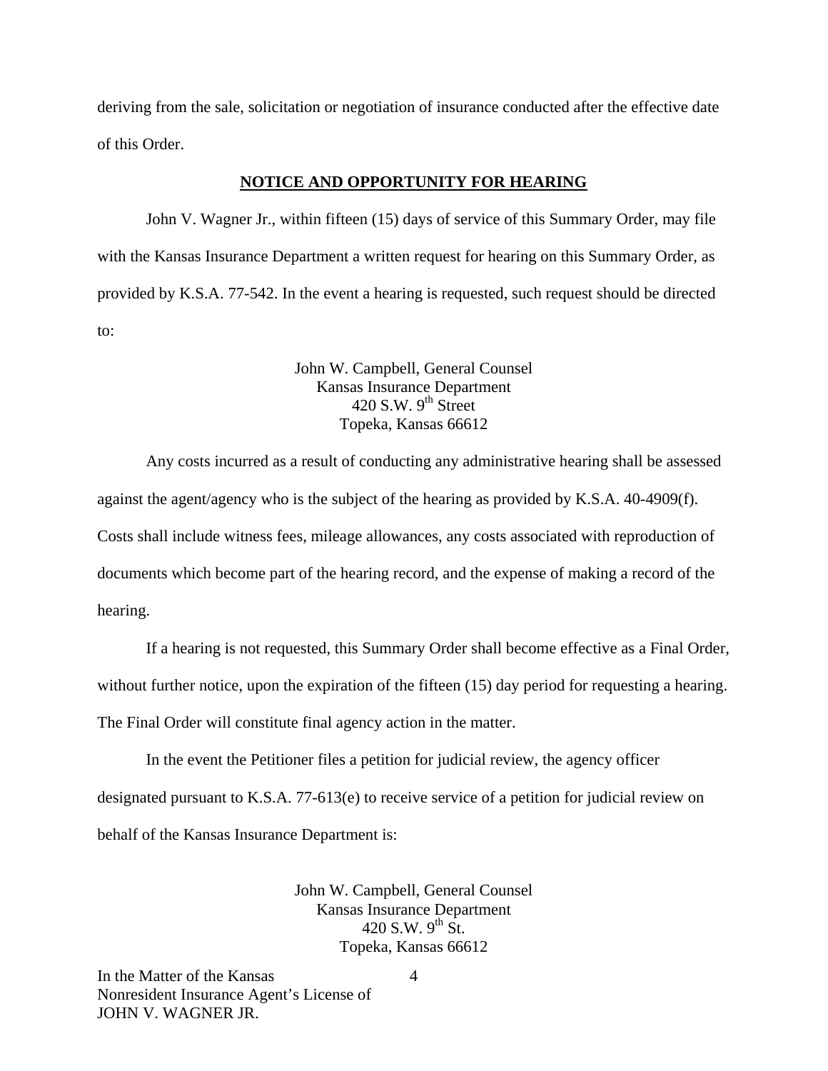deriving from the sale, solicitation or negotiation of insurance conducted after the effective date of this Order.

**NOTICE AND OPPORTUNITY FOR HEARING**

John V. Wagner Jr., within fifteen (15) days of service of this Summary Order, may file with the Kansas Insurance Department a written request for hearing on this Summary Order, as provided by K.S.A. 77-542. In the event a hearing is requested, such request should be directed to:

John W. Campbell, General Counsel
Kansas Insurance Department
420 S.W. 9th Street
Topeka, Kansas 66612

Any costs incurred as a result of conducting any administrative hearing shall be assessed against the agent/agency who is the subject of the hearing as provided by K.S.A. 40-4909(f). Costs shall include witness fees, mileage allowances, any costs associated with reproduction of documents which become part of the hearing record, and the expense of making a record of the hearing.

If a hearing is not requested, this Summary Order shall become effective as a Final Order, without further notice, upon the expiration of the fifteen (15) day period for requesting a hearing. The Final Order will constitute final agency action in the matter.

In the event the Petitioner files a petition for judicial review, the agency officer designated pursuant to K.S.A. 77-613(e) to receive service of a petition for judicial review on behalf of the Kansas Insurance Department is:

John W. Campbell, General Counsel
Kansas Insurance Department
420 S.W. 9th St.
Topeka, Kansas 66612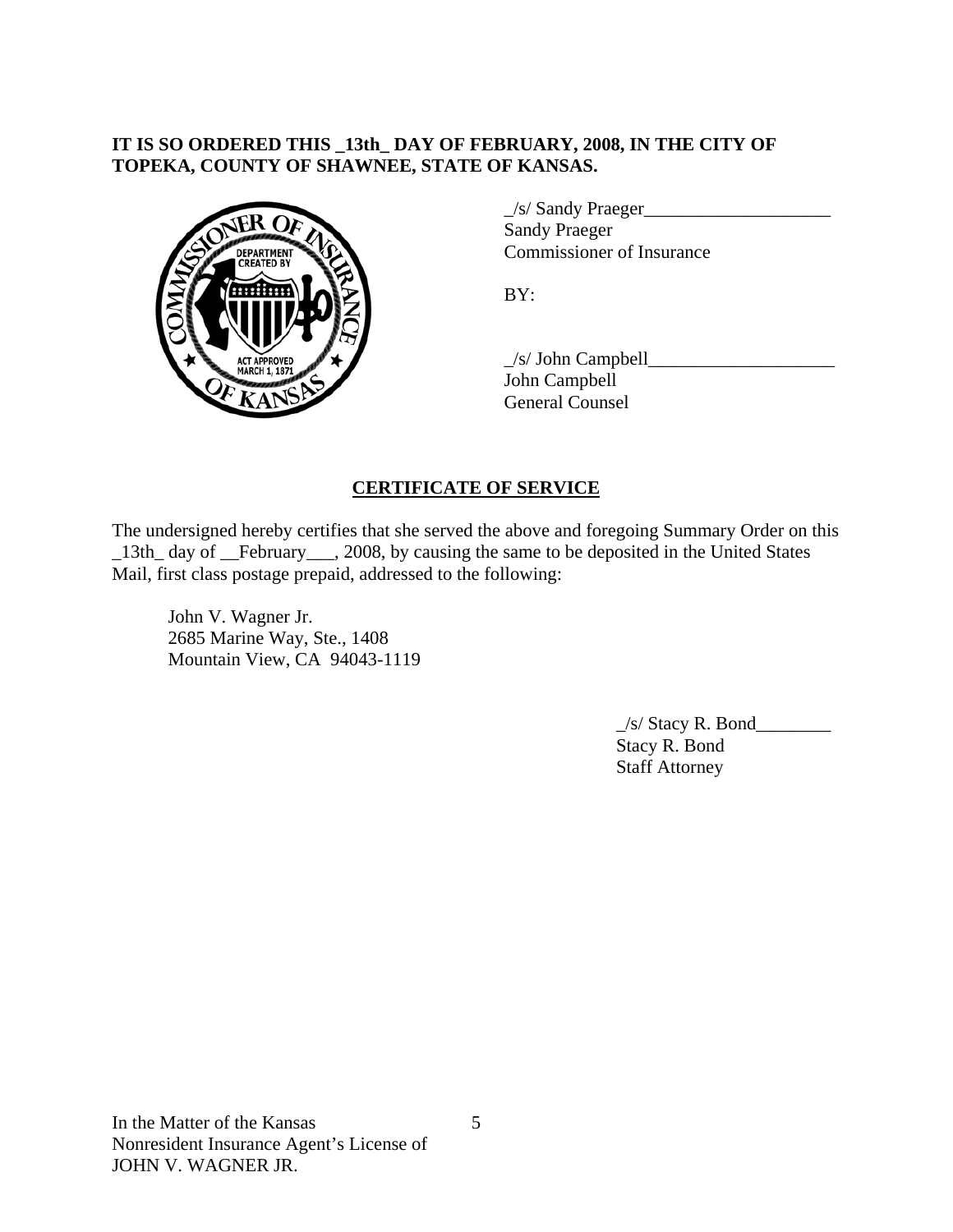**IT IS SO ORDERED THIS _13th_ DAY OF FEBRUARY, 2008, IN THE CITY OF TOPEKA, COUNTY OF SHAWNEE, STATE OF KANSAS.**

_/s/ Sandy Praeger____________________
Sandy Praeger
Commissioner of Insurance

BY:

_/s/ John Campbell____________________
John Campbell
General Counsel

## CERTIFICATE OF SERVICE

The undersigned hereby certifies that she served the above and foregoing Summary Order on this _13th_ day of __February___, 2008, by causing the same to be deposited in the United States Mail, first class postage prepaid, addressed to the following:

John V. Wagner Jr.
2685 Marine Way, Ste., 1408
Mountain View, CA 94043-1119

_/s/ Stacy R. Bond________
Stacy R. Bond
Staff Attorney